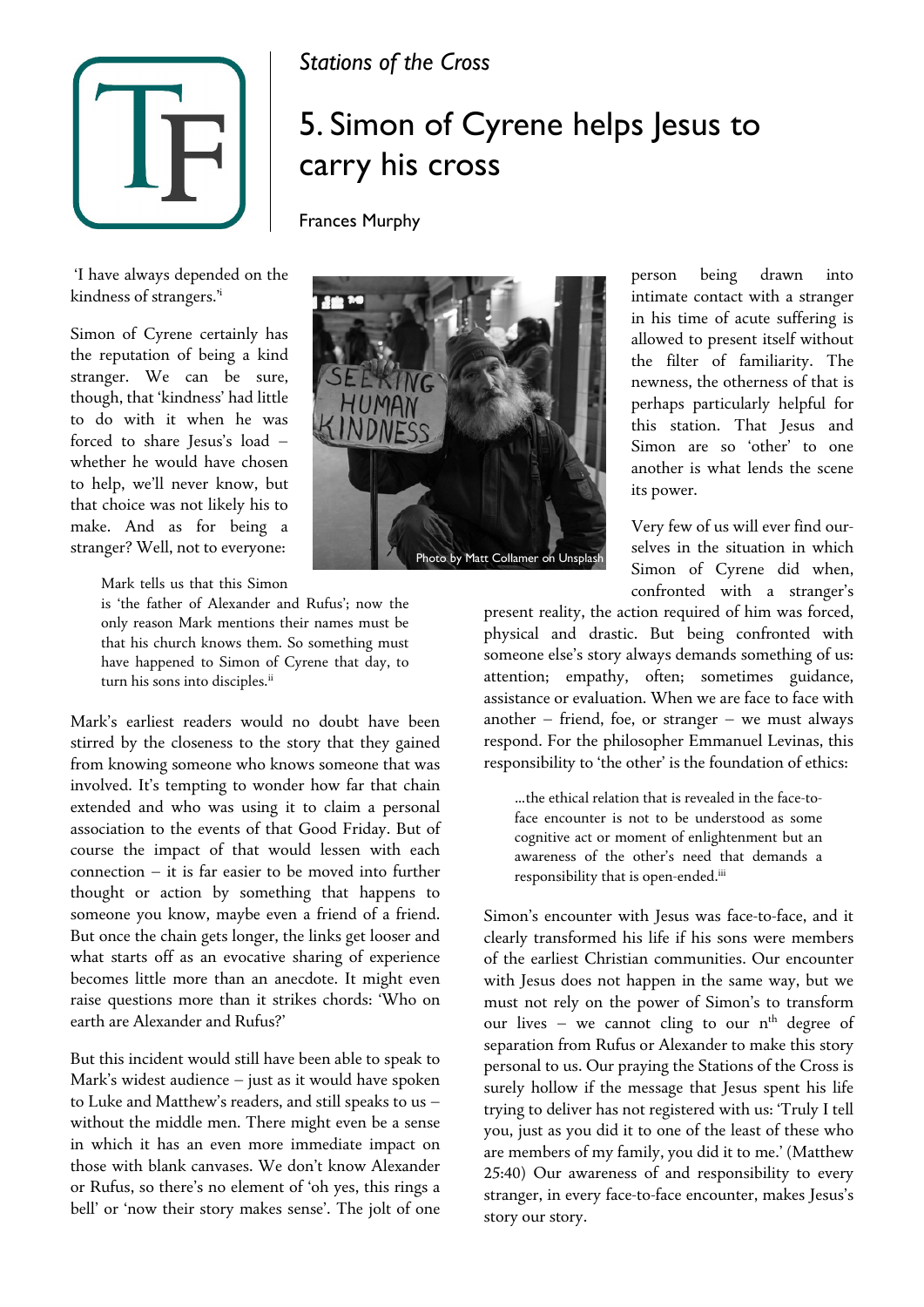*Stations of the Cross*

# 5. Simon of Cyrene helps Jesus to carry his cross

Frances Murphy

'I have always depended on the kindness of strangers.'[i]

Simon of Cyrene certainly has the reputation of being a kind stranger. We can be sure, though, that 'kindness' had little to do with it when he was forced to share Jesus's load – whether he would have chosen to help, we'll never know, but that choice was not likely his to make. And as for being a stranger? Well, not to everyone:

> Mark tells us that this Simon is 'the father of Alexander and Rufus'; now the only reason Mark mentions their names must be that his church knows them. So something must have happened to Simon of Cyrene that day, to turn his sons into disciples.[ii]

Photo by Matt Collamer on Unsplash

Mark's earliest readers would no doubt have been stirred by the closeness to the story that they gained from knowing someone who knows someone that was involved. It's tempting to wonder how far that chain extended and who was using it to claim a personal association to the events of that Good Friday. But of course the impact of that would lessen with each connection – it is far easier to be moved into further thought or action by something that happens to someone you know, maybe even a friend of a friend. But once the chain gets longer, the links get looser and what starts off as an evocative sharing of experience becomes little more than an anecdote. It might even raise questions more than it strikes chords: 'Who on earth are Alexander and Rufus?'

But this incident would still have been able to speak to Mark's widest audience – just as it would have spoken to Luke and Matthew's readers, and still speaks to us – without the middle men. There might even be a sense in which it has an even more immediate impact on those with blank canvases. We don't know Alexander or Rufus, so there's no element of 'oh yes, this rings a bell' or 'now their story makes sense'. The jolt of one person being drawn into intimate contact with a stranger in his time of acute suffering is allowed to present itself without the filter of familiarity. The newness, the otherness of that is perhaps particularly helpful for this station. That Jesus and Simon are so 'other' to one another is what lends the scene its power.

Very few of us will ever find ourselves in the situation in which Simon of Cyrene did when, confronted with a stranger's present reality, the action required of him was forced, physical and drastic. But being confronted with someone else's story always demands something of us: attention; empathy, often; sometimes guidance, assistance or evaluation. When we are face to face with another – friend, foe, or stranger – we must always respond. For the philosopher Emmanuel Levinas, this responsibility to 'the other' is the foundation of ethics:

> ...the ethical relation that is revealed in the face-to-face encounter is not to be understood as some cognitive act or moment of enlightenment but an awareness of the other's need that demands a responsibility that is open-ended.[iii]

Simon's encounter with Jesus was face-to-face, and it clearly transformed his life if his sons were members of the earliest Christian communities. Our encounter with Jesus does not happen in the same way, but we must not rely on the power of Simon's to transform our lives – we cannot cling to our $n^{th}$ degree of separation from Rufus or Alexander to make this story personal to us. Our praying the Stations of the Cross is surely hollow if the message that Jesus spent his life trying to deliver has not registered with us: 'Truly I tell you, just as you did it to one of the least of these who are members of my family, you did it to me.' (Matthew 25:40) Our awareness of and responsibility to every stranger, in every face-to-face encounter, makes Jesus's story our story.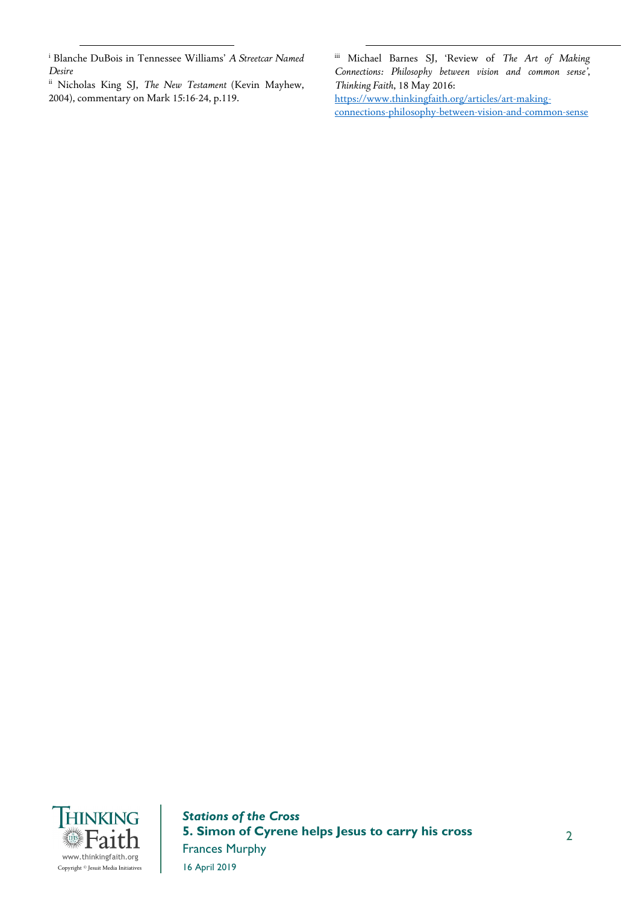[i] Blanche DuBois in Tennessee Williams' *A Streetcar Named Desire*

[ii] Nicholas King SJ, *The New Testament* (Kevin Mayhew, 2004), commentary on Mark 15:16-24, p.119.

[iii] Michael Barnes SJ, 'Review of *The Art of Making Connections: Philosophy between vision and common sense*', *Thinking Faith*, 18 May 2016: https://www.thinkingfaith.org/articles/art-making-connections-philosophy-between-vision-and-common-sense